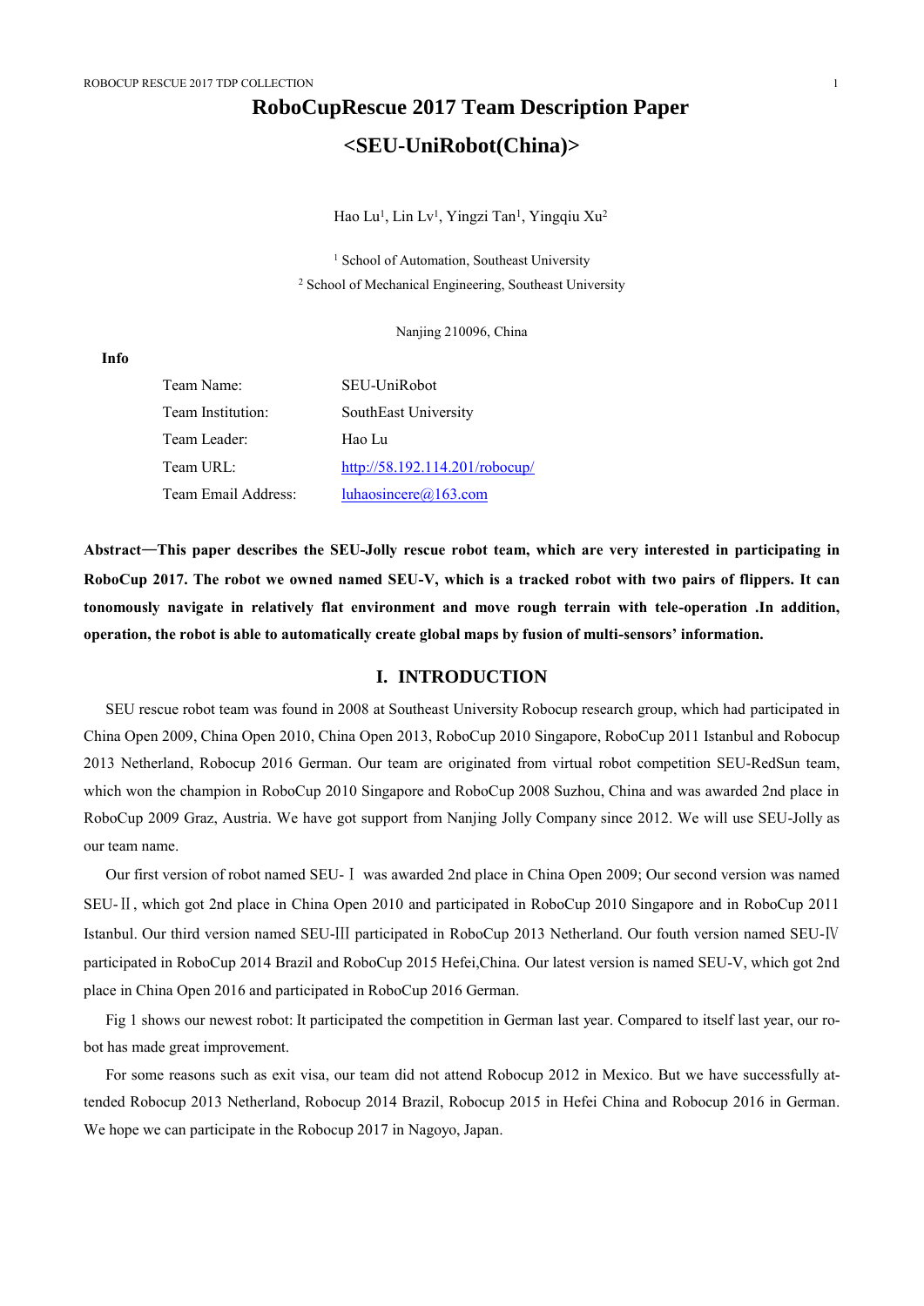# RoboCupRescue 2017 Team Description Paper

## <SEU-UniRobot(China)>

Hao Lu[1], Lin Lv[1], Yingzi Tan[1], Yingqiu Xu[2]

[1] School of Automation, Southeast University

[2] School of Mechanical Engineering, Southeast University

Nanjing 210096, China

**Info**

| | |
|---|---|
| Team Name: | SEU-UniRobot |
| Team Institution: | SouthEast University |
| Team Leader: | Hao Lu |
| Team URL: | http://58.192.114.201/robocup/ |
| Team Email Address: | luhaosincere@163.com |

**Abstract—This paper describes the SEU-Jolly rescue robot team, which are very interested in participating in RoboCup 2017. The robot we owned named SEU-V, which is a tracked robot with two pairs of flippers. It can tonomously navigate in relatively flat environment and move rough terrain with tele-operation .In addition, operation, the robot is able to automatically create global maps by fusion of multi-sensors' information.**

## I. INTRODUCTION

SEU rescue robot team was found in 2008 at Southeast University Robocup research group, which had participated in China Open 2009, China Open 2010, China Open 2013, RoboCup 2010 Singapore, RoboCup 2011 Istanbul and Robocup 2013 Netherland, Robocup 2016 German. Our team are originated from virtual robot competition SEU-RedSun team, which won the champion in RoboCup 2010 Singapore and RoboCup 2008 Suzhou, China and was awarded 2nd place in RoboCup 2009 Graz, Austria. We have got support from Nanjing Jolly Company since 2012. We will use SEU-Jolly as our team name.

Our first version of robot named SEU-Ⅰ was awarded 2nd place in China Open 2009; Our second version was named SEU-Ⅱ, which got 2nd place in China Open 2010 and participated in RoboCup 2010 Singapore and in RoboCup 2011 Istanbul. Our third version named SEU-Ⅲ participated in RoboCup 2013 Netherland. Our fouth version named SEU-Ⅳ participated in RoboCup 2014 Brazil and RoboCup 2015 Hefei,China. Our latest version is named SEU-V, which got 2nd place in China Open 2016 and participated in RoboCup 2016 German.

Fig 1 shows our newest robot: It participated the competition in German last year. Compared to itself last year, our robot has made great improvement.

For some reasons such as exit visa, our team did not attend Robocup 2012 in Mexico. But we have successfully attended Robocup 2013 Netherland, Robocup 2014 Brazil, Robocup 2015 in Hefei China and Robocup 2016 in German. We hope we can participate in the Robocup 2017 in Nagoyo, Japan.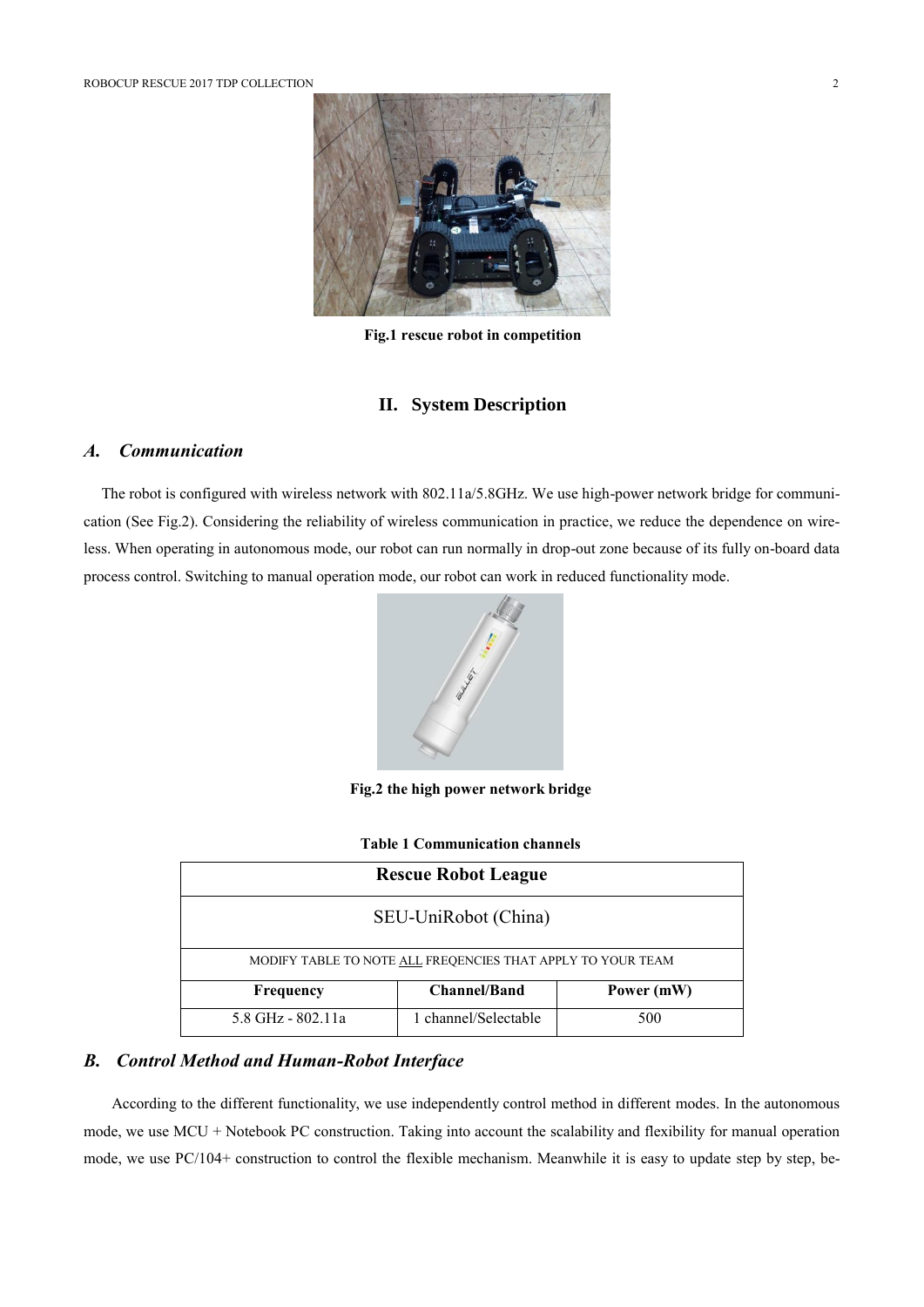Fig.1 rescue robot in competition

## II. System Description

### A. Communication

The robot is configured with wireless network with 802.11a/5.8GHz. We use high-power network bridge for communication (See Fig.2). Considering the reliability of wireless communication in practice, we reduce the dependence on wireless. When operating in autonomous mode, our robot can run normally in drop-out zone because of its fully on-board data process control. Switching to manual operation mode, our robot can work in reduced functionality mode.

Fig.2 the high power network bridge

Table 1 Communication channels

| Rescue Robot League | | |
|---|---|---|
| SEU-UniRobot (China) | | |
| MODIFY TABLE TO NOTE ALL FREQENCIES THAT APPLY TO YOUR TEAM | | |
| **Frequency** | **Channel/Band** | **Power (mW)** |
| 5.8 GHz - 802.11a | 1 channel/Selectable | 500 |

### B. Control Method and Human-Robot Interface

According to the different functionality, we use independently control method in different modes. In the autonomous mode, we use MCU + Notebook PC construction. Taking into account the scalability and flexibility for manual operation mode, we use PC/104+ construction to control the flexible mechanism. Meanwhile it is easy to update step by step, be-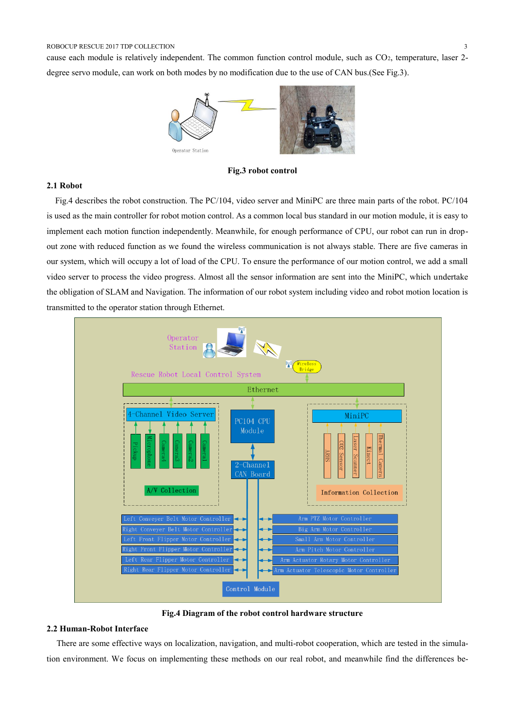cause each module is relatively independent. The common function control module, such as $CO_2$, temperature, laser 2-degree servo module, can work on both modes by no modification due to the use of CAN bus.(See Fig.3).

**Fig.3 robot control**

### 2.1 Robot

Fig.4 describes the robot construction. The PC/104, video server and MiniPC are three main parts of the robot. PC/104 is used as the main controller for robot motion control. As a common local bus standard in our motion module, it is easy to implement each motion function independently. Meanwhile, for enough performance of CPU, our robot can run in drop-out zone with reduced function as we found the wireless communication is not always stable. There are five cameras in our system, which will occupy a lot of load of the CPU. To ensure the performance of our motion control, we add a small video server to process the video progress. Almost all the sensor information are sent into the MiniPC, which undertake the obligation of SLAM and Navigation. The information of our robot system including video and robot motion location is transmitted to the operator station through Ethernet.

**Fig.4 Diagram of the robot control hardware structure**

### 2.2 Human-Robot Interface

There are some effective ways on localization, navigation, and multi-robot cooperation, which are tested in the simulation environment. We focus on implementing these methods on our real robot, and meanwhile find the differences be-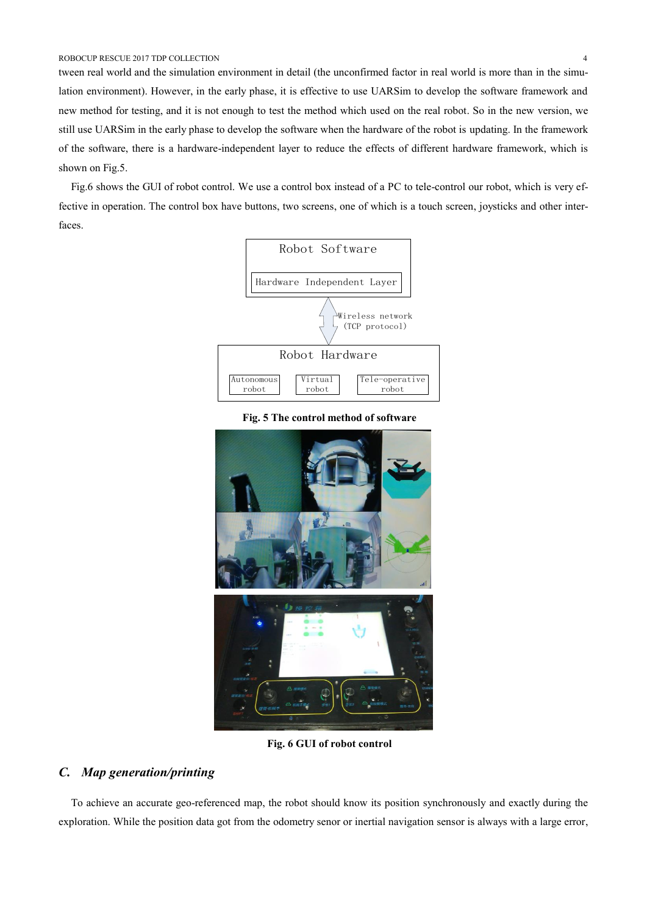tween real world and the simulation environment in detail (the unconfirmed factor in real world is more than in the simulation environment). However, in the early phase, it is effective to use UARSim to develop the software framework and new method for testing, and it is not enough to test the method which used on the real robot. So in the new version, we still use UARSim in the early phase to develop the software when the hardware of the robot is updating. In the framework of the software, there is a hardware-independent layer to reduce the effects of different hardware framework, which is shown on Fig.5.

Fig.6 shows the GUI of robot control. We use a control box instead of a PC to tele-control our robot, which is very effective in operation. The control box have buttons, two screens, one of which is a touch screen, joysticks and other interfaces.

Robot Software

Hardware Independent Layer

Wireless network (TCP protocol)

Robot Hardware

Autonomous robot | Virtual robot | Tele-operative robot

**Fig. 5 The control method of software**

**Fig. 6 GUI of robot control**

## *C. Map generation/printing*

To achieve an accurate geo-referenced map, the robot should know its position synchronously and exactly during the exploration. While the position data got from the odometry senor or inertial navigation sensor is always with a large error,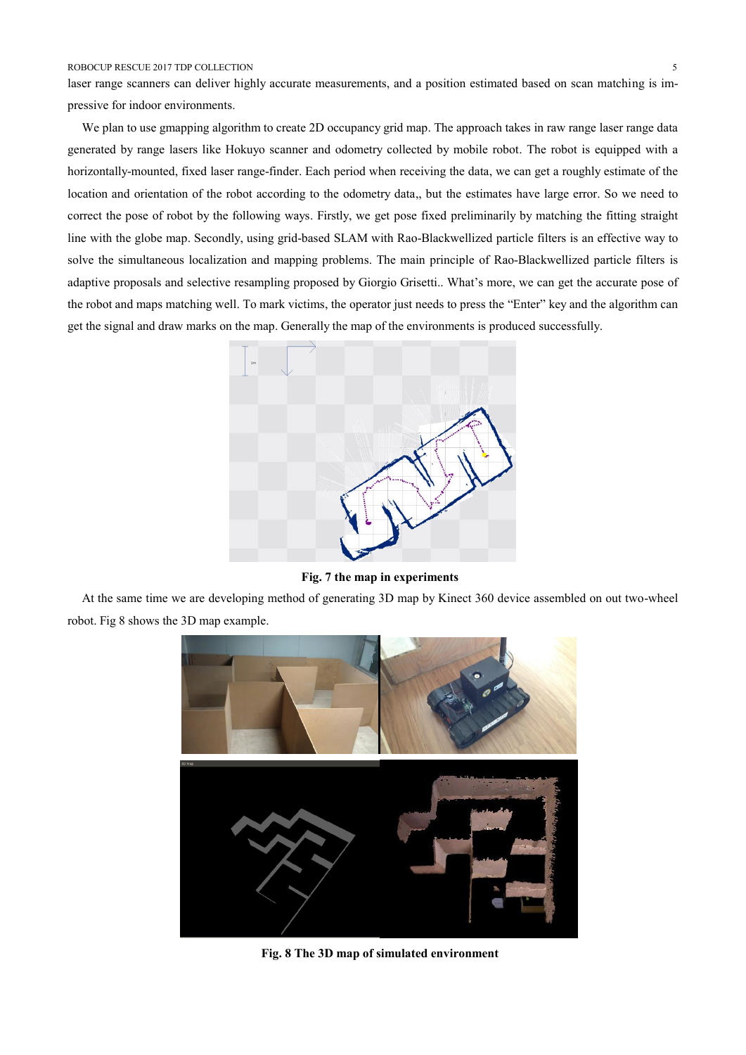laser range scanners can deliver highly accurate measurements, and a position estimated based on scan matching is impressive for indoor environments.

We plan to use gmapping algorithm to create 2D occupancy grid map. The approach takes in raw range laser range data generated by range lasers like Hokuyo scanner and odometry collected by mobile robot. The robot is equipped with a horizontally-mounted, fixed laser range-finder. Each period when receiving the data, we can get a roughly estimate of the location and orientation of the robot according to the odometry data,, but the estimates have large error. So we need to correct the pose of robot by the following ways. Firstly, we get pose fixed preliminarily by matching the fitting straight line with the globe map. Secondly, using grid-based SLAM with Rao-Blackwellized particle filters is an effective way to solve the simultaneous localization and mapping problems. The main principle of Rao-Blackwellized particle filters is adaptive proposals and selective resampling proposed by Giorgio Grisetti.. What's more, we can get the accurate pose of the robot and maps matching well. To mark victims, the operator just needs to press the "Enter" key and the algorithm can get the signal and draw marks on the map. Generally the map of the environments is produced successfully.

**Fig. 7 the map in experiments**

At the same time we are developing method of generating 3D map by Kinect 360 device assembled on out two-wheel robot. Fig 8 shows the 3D map example.

**Fig. 8 The 3D map of simulated environment**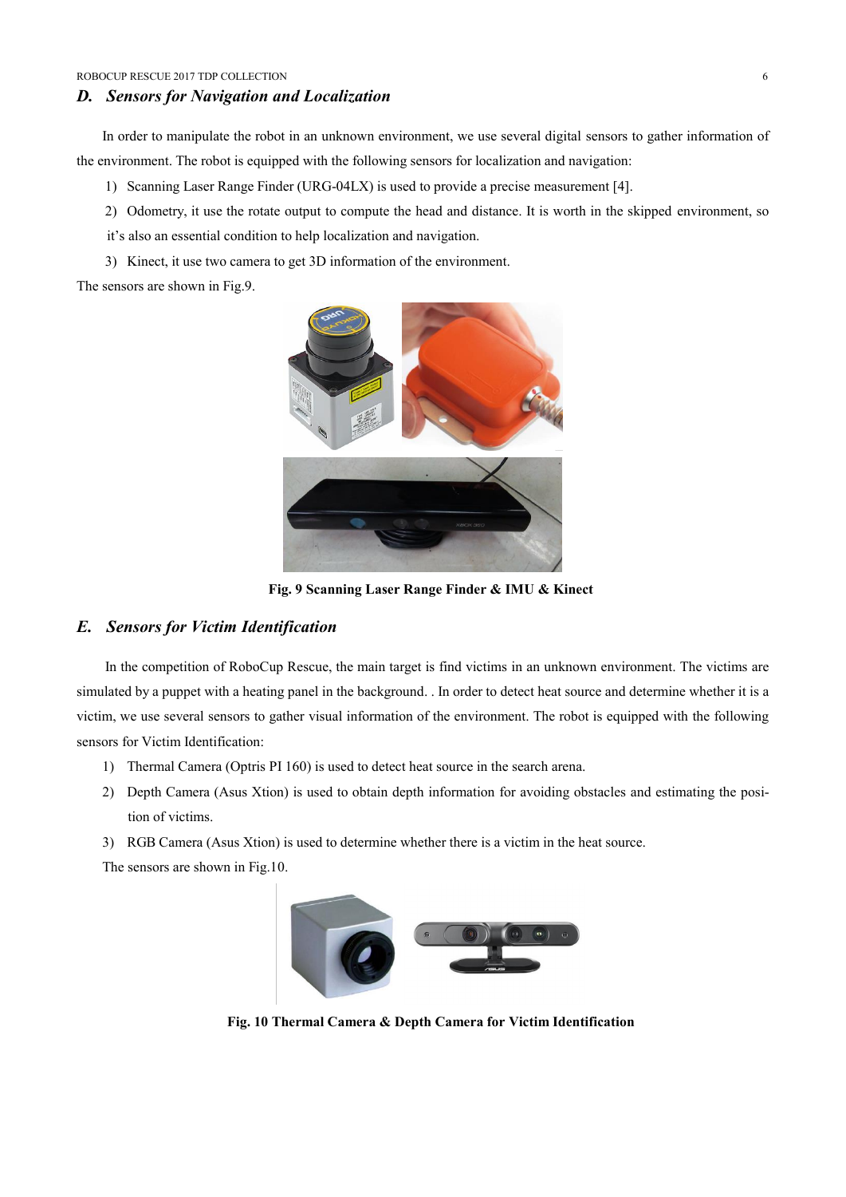### D. *Sensors for Navigation and Localization*

In order to manipulate the robot in an unknown environment, we use several digital sensors to gather information of the environment. The robot is equipped with the following sensors for localization and navigation:

1) Scanning Laser Range Finder (URG-04LX) is used to provide a precise measurement [4].
2) Odometry, it use the rotate output to compute the head and distance. It is worth in the skipped environment, so it's also an essential condition to help localization and navigation.
3) Kinect, it use two camera to get 3D information of the environment.

The sensors are shown in Fig.9.

**Fig. 9 Scanning Laser Range Finder & IMU & Kinect**

### E. *Sensors for Victim Identification*

In the competition of RoboCup Rescue, the main target is find victims in an unknown environment. The victims are simulated by a puppet with a heating panel in the background. . In order to detect heat source and determine whether it is a victim, we use several sensors to gather visual information of the environment. The robot is equipped with the following sensors for Victim Identification:

1) Thermal Camera (Optris PI 160) is used to detect heat source in the search arena.
2) Depth Camera (Asus Xtion) is used to obtain depth information for avoiding obstacles and estimating the position of victims.
3) RGB Camera (Asus Xtion) is used to determine whether there is a victim in the heat source.

The sensors are shown in Fig.10.

**Fig. 10 Thermal Camera & Depth Camera for Victim Identification**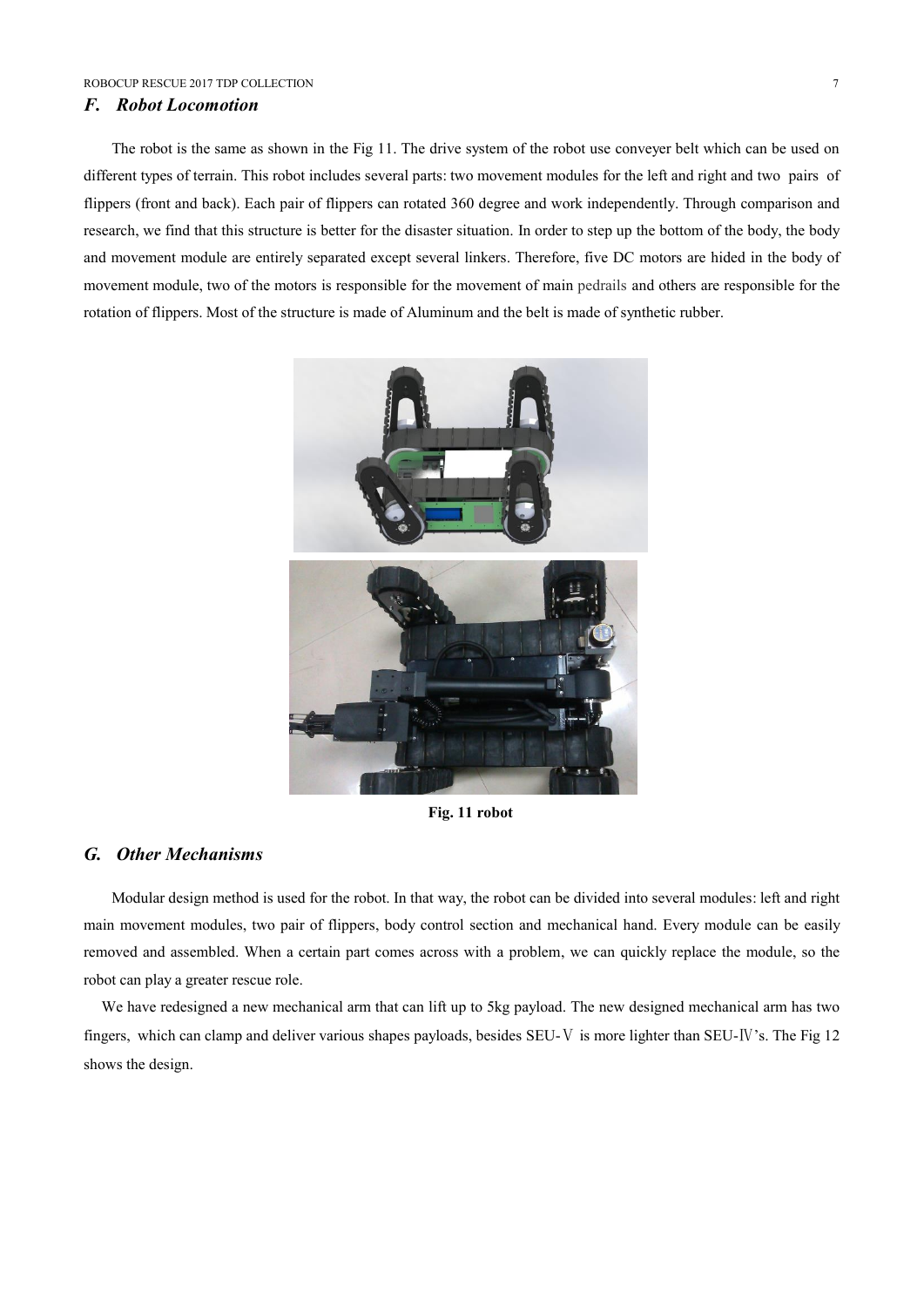### *F. Robot Locomotion*

The robot is the same as shown in the Fig 11. The drive system of the robot use conveyer belt which can be used on different types of terrain. This robot includes several parts: two movement modules for the left and right and two pairs of flippers (front and back). Each pair of flippers can rotated 360 degree and work independently. Through comparison and research, we find that this structure is better for the disaster situation. In order to step up the bottom of the body, the body and movement module are entirely separated except several linkers. Therefore, five DC motors are hided in the body of movement module, two of the motors is responsible for the movement of main pedrails and others are responsible for the rotation of flippers. Most of the structure is made of Aluminum and the belt is made of synthetic rubber.

**Fig. 11 robot**

### *G. Other Mechanisms*

Modular design method is used for the robot. In that way, the robot can be divided into several modules: left and right main movement modules, two pair of flippers, body control section and mechanical hand. Every module can be easily removed and assembled. When a certain part comes across with a problem, we can quickly replace the module, so the robot can play a greater rescue role.

We have redesigned a new mechanical arm that can lift up to 5kg payload. The new designed mechanical arm has two fingers, which can clamp and deliver various shapes payloads, besides SEU-Ⅴ is more lighter than SEU-Ⅳ's. The Fig 12 shows the design.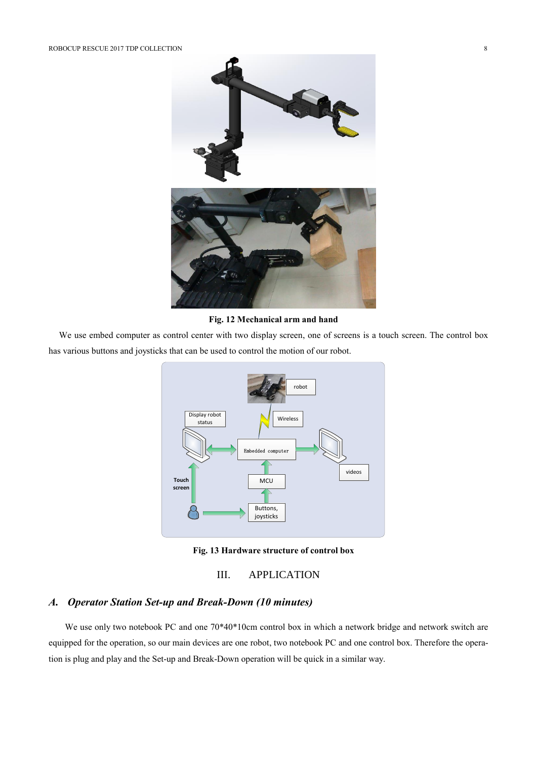Fig. 12 Mechanical arm and hand

We use embed computer as control center with two display screen, one of screens is a touch screen. The control box has various buttons and joysticks that can be used to control the motion of our robot.

Fig. 13 Hardware structure of control box

# III. APPLICATION

## *A. Operator Station Set-up and Break-Down (10 minutes)*

We use only two notebook PC and one 70\*40\*10cm control box in which a network bridge and network switch are equipped for the operation, so our main devices are one robot, two notebook PC and one control box. Therefore the operation is plug and play and the Set-up and Break-Down operation will be quick in a similar way.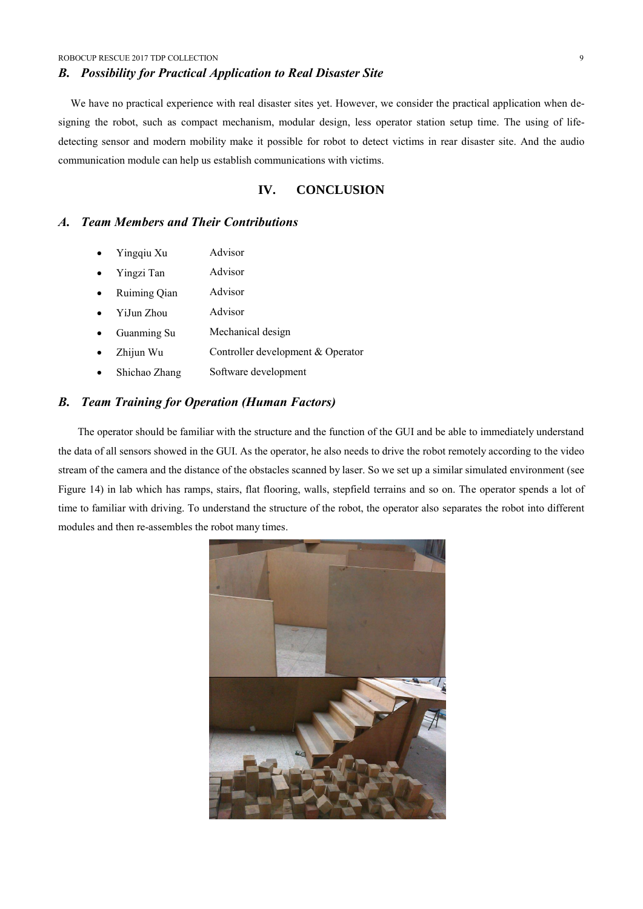### B. Possibility for Practical Application to Real Disaster Site

We have no practical experience with real disaster sites yet. However, we consider the practical application when designing the robot, such as compact mechanism, modular design, less operator station setup time. The using of life-detecting sensor and modern mobility make it possible for robot to detect victims in rear disaster site. And the audio communication module can help us establish communications with victims.

## IV. CONCLUSION

### A. Team Members and Their Contributions

- Yingqiu Xu — Advisor
- Yingzi Tan — Advisor
- Ruiming Qian — Advisor
- YiJun Zhou — Advisor
- Guanming Su — Mechanical design
- Zhijun Wu — Controller development & Operator
- Shichao Zhang — Software development

### B. Team Training for Operation (Human Factors)

The operator should be familiar with the structure and the function of the GUI and be able to immediately understand the data of all sensors showed in the GUI. As the operator, he also needs to drive the robot remotely according to the video stream of the camera and the distance of the obstacles scanned by laser. So we set up a similar simulated environment (see Figure 14) in lab which has ramps, stairs, flat flooring, walls, stepfield terrains and so on. The operator spends a lot of time to familiar with driving. To understand the structure of the robot, the operator also separates the robot into different modules and then re-assembles the robot many times.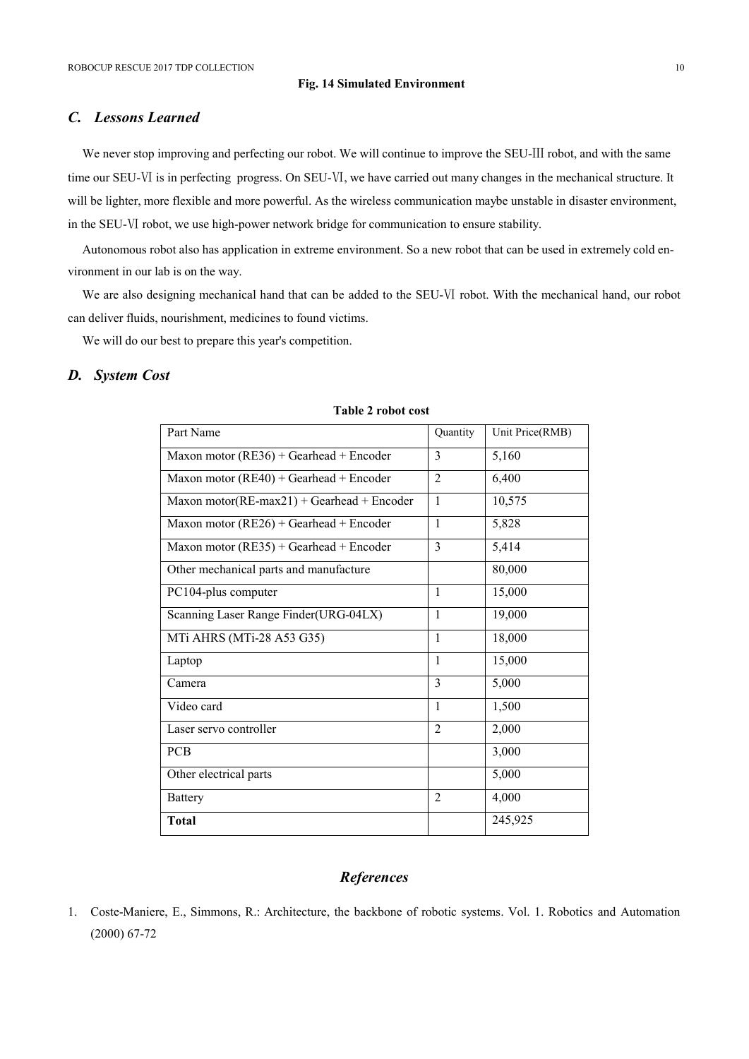**Fig. 14 Simulated Environment**

## *C. Lessons Learned*

We never stop improving and perfecting our robot. We will continue to improve the SEU-Ⅲ robot, and with the same time our SEU-Ⅵ is in perfecting progress. On SEU-Ⅵ, we have carried out many changes in the mechanical structure. It will be lighter, more flexible and more powerful. As the wireless communication maybe unstable in disaster environment, in the SEU-Ⅵ robot, we use high-power network bridge for communication to ensure stability.

Autonomous robot also has application in extreme environment. So a new robot that can be used in extremely cold environment in our lab is on the way.

We are also designing mechanical hand that can be added to the SEU-Ⅵ robot. With the mechanical hand, our robot can deliver fluids, nourishment, medicines to found victims.

We will do our best to prepare this year's competition.

## *D. System Cost*

**Table 2 robot cost**

| Part Name | Quantity | Unit Price(RMB) |
|---|---|---|
| Maxon motor (RE36) + Gearhead + Encoder | 3 | 5,160 |
| Maxon motor (RE40) + Gearhead + Encoder | 2 | 6,400 |
| Maxon motor(RE-max21) + Gearhead + Encoder | 1 | 10,575 |
| Maxon motor (RE26) + Gearhead + Encoder | 1 | 5,828 |
| Maxon motor (RE35) + Gearhead + Encoder | 3 | 5,414 |
| Other mechanical parts and manufacture | | 80,000 |
| PC104-plus computer | 1 | 15,000 |
| Scanning Laser Range Finder(URG-04LX) | 1 | 19,000 |
| MTi AHRS (MTi-28 A53 G35) | 1 | 18,000 |
| Laptop | 1 | 15,000 |
| Camera | 3 | 5,000 |
| Video card | 1 | 1,500 |
| Laser servo controller | 2 | 2,000 |
| PCB | | 3,000 |
| Other electrical parts | | 5,000 |
| Battery | 2 | 4,000 |
| **Total** | | 245,925 |

# *References*

1. Coste-Maniere, E., Simmons, R.: Architecture, the backbone of robotic systems. Vol. 1. Robotics and Automation (2000) 67-72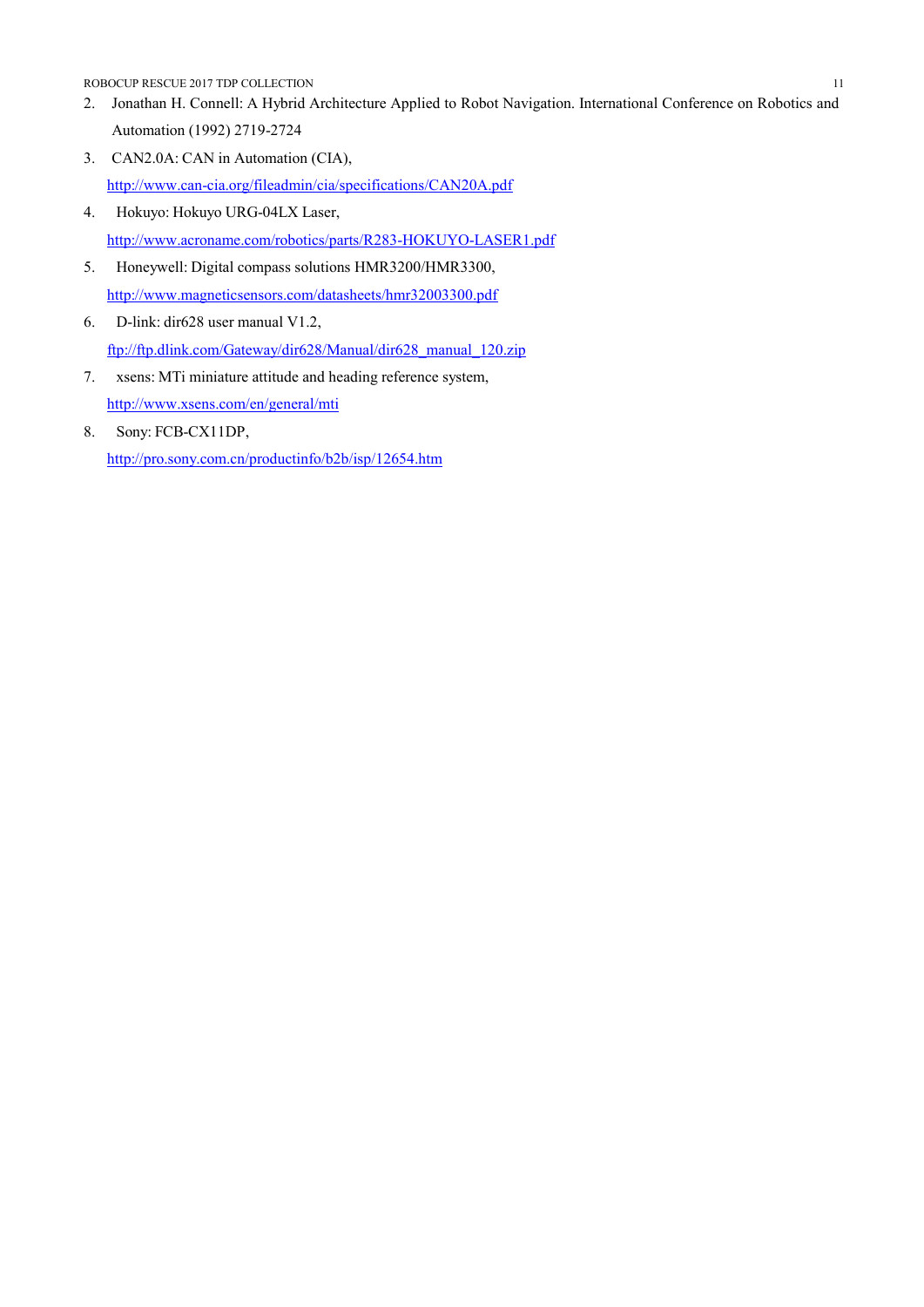2. Jonathan H. Connell: A Hybrid Architecture Applied to Robot Navigation. International Conference on Robotics and Automation (1992) 2719-2724
3. CAN2.0A: CAN in Automation (CIA), http://www.can-cia.org/fileadmin/cia/specifications/CAN20A.pdf
4. Hokuyo: Hokuyo URG-04LX Laser, http://www.acroname.com/robotics/parts/R283-HOKUYO-LASER1.pdf
5. Honeywell: Digital compass solutions HMR3200/HMR3300, http://www.magneticsensors.com/datasheets/hmr32003300.pdf
6. D-link: dir628 user manual V1.2, ftp://ftp.dlink.com/Gateway/dir628/Manual/dir628_manual_120.zip
7. xsens: MTi miniature attitude and heading reference system, http://www.xsens.com/en/general/mti
8. Sony: FCB-CX11DP, http://pro.sony.com.cn/productinfo/b2b/isp/12654.htm